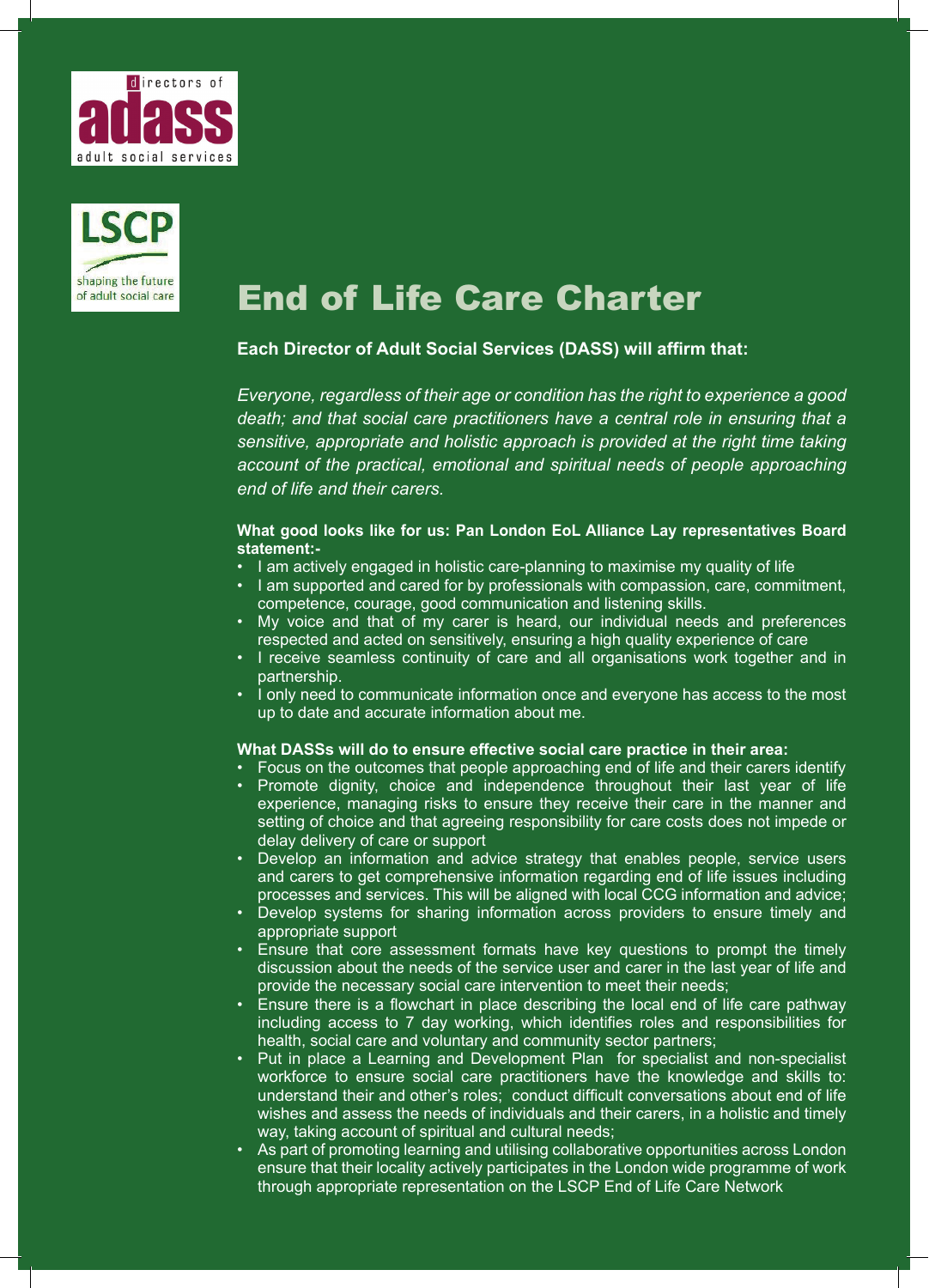directors of adass adult social services

LSCP shaping the future of adult social care

# End of Life Care Charter

**Each Director of Adult Social Services (DASS) will affirm that:**

*Everyone, regardless of their age or condition has the right to experience a good death; and that social care practitioners have a central role in ensuring that a sensitive, appropriate and holistic approach is provided at the right time taking account of the practical, emotional and spiritual needs of people approaching end of life and their carers.*

**What good looks like for us: Pan London EoL Alliance Lay representatives Board statement:-**

- I am actively engaged in holistic care-planning to maximise my quality of life
- I am supported and cared for by professionals with compassion, care, commitment, competence, courage, good communication and listening skills.
- My voice and that of my carer is heard, our individual needs and preferences respected and acted on sensitively, ensuring a high quality experience of care
- I receive seamless continuity of care and all organisations work together and in partnership.
- I only need to communicate information once and everyone has access to the most up to date and accurate information about me.

**What DASSs will do to ensure effective social care practice in their area:**

- Focus on the outcomes that people approaching end of life and their carers identify
- Promote dignity, choice and independence throughout their last year of life experience, managing risks to ensure they receive their care in the manner and setting of choice and that agreeing responsibility for care costs does not impede or delay delivery of care or support
- Develop an information and advice strategy that enables people, service users and carers to get comprehensive information regarding end of life issues including processes and services. This will be aligned with local CCG information and advice;
- Develop systems for sharing information across providers to ensure timely and appropriate support
- Ensure that core assessment formats have key questions to prompt the timely discussion about the needs of the service user and carer in the last year of life and provide the necessary social care intervention to meet their needs;
- Ensure there is a flowchart in place describing the local end of life care pathway including access to 7 day working, which identifies roles and responsibilities for health, social care and voluntary and community sector partners;
- Put in place a Learning and Development Plan for specialist and non-specialist workforce to ensure social care practitioners have the knowledge and skills to: understand their and other's roles; conduct difficult conversations about end of life wishes and assess the needs of individuals and their carers, in a holistic and timely way, taking account of spiritual and cultural needs;
- As part of promoting learning and utilising collaborative opportunities across London ensure that their locality actively participates in the London wide programme of work through appropriate representation on the LSCP End of Life Care Network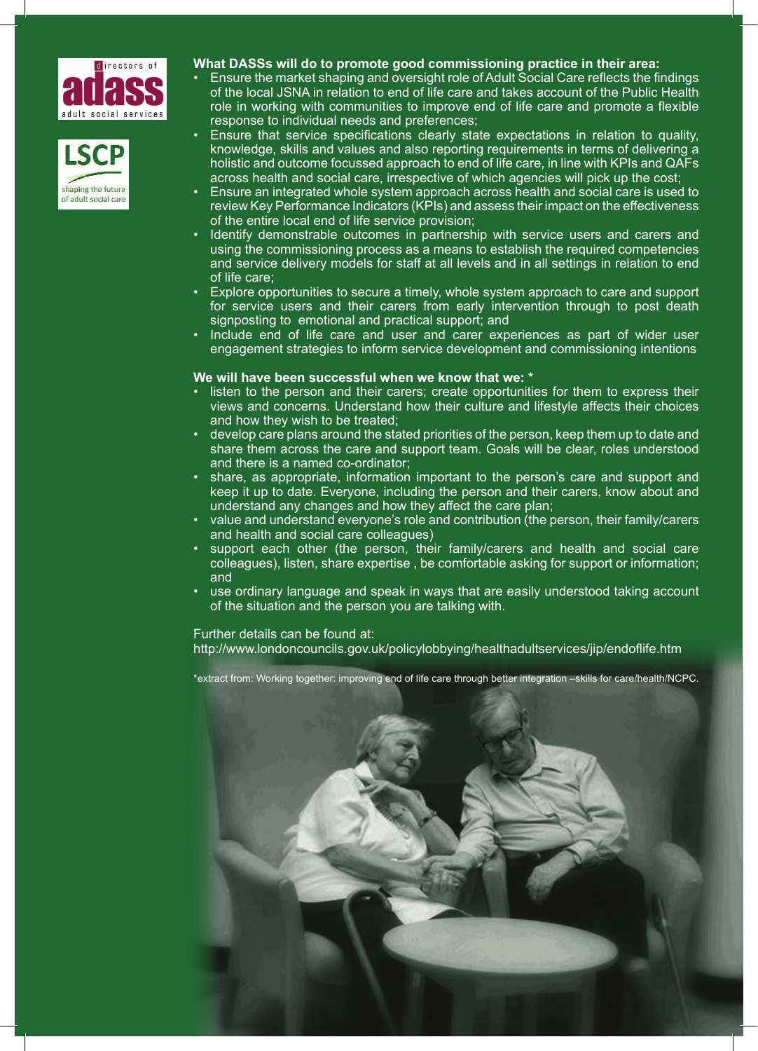directors of **adass** adult social services

**LSCP** shaping the future of adult social care

**What DASSs will do to promote good commissioning practice in their area:**

- Ensure the market shaping and oversight role of Adult Social Care reflects the findings of the local JSNA in relation to end of life care and takes account of the Public Health role in working with communities to improve end of life care and promote a flexible response to individual needs and preferences;
- Ensure that service specifications clearly state expectations in relation to quality, knowledge, skills and values and also reporting requirements in terms of delivering a holistic and outcome focussed approach to end of life care, in line with KPIs and QAFs across health and social care, irrespective of which agencies will pick up the cost;
- Ensure an integrated whole system approach across health and social care is used to review Key Performance Indicators (KPIs) and assess their impact on the effectiveness of the entire local end of life service provision;
- Identify demonstrable outcomes in partnership with service users and carers and using the commissioning process as a means to establish the required competencies and service delivery models for staff at all levels and in all settings in relation to end of life care;
- Explore opportunities to secure a timely, whole system approach to care and support for service users and their carers from early intervention through to post death signposting to emotional and practical support; and
- Include end of life care and user and carer experiences as part of wider user engagement strategies to inform service development and commissioning intentions

**We will have been successful when we know that we: ***

- listen to the person and their carers; create opportunities for them to express their views and concerns. Understand how their culture and lifestyle affects their choices and how they wish to be treated;
- develop care plans around the stated priorities of the person, keep them up to date and share them across the care and support team. Goals will be clear, roles understood and there is a named co-ordinator;
- share, as appropriate, information important to the person's care and support and keep it up to date. Everyone, including the person and their carers, know about and understand any changes and how they affect the care plan;
- value and understand everyone's role and contribution (the person, their family/carers and health and social care colleagues)
- support each other (the person, their family/carers and health and social care colleagues), listen, share expertise , be comfortable asking for support or information; and
- use ordinary language and speak in ways that are easily understood taking account of the situation and the person you are talking with.

Further details can be found at:
http://www.londoncouncils.gov.uk/policylobbying/healthadultservices/jip/endoflife.htm

*extract from: Working together: improving end of life care through better integration –skills for care/health/NCPC.